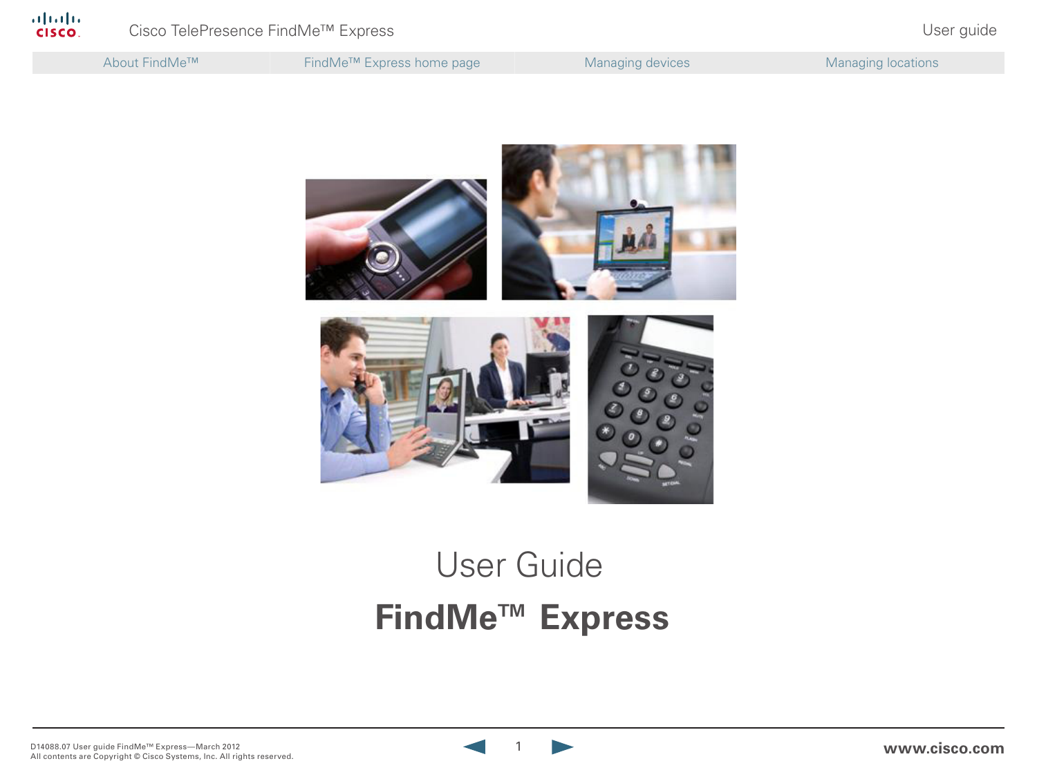# User Guide

## FindMe™ Express

D14088.07 User guide FindMe™ Express—March 2012
All contents are Copyright © Cisco Systems, Inc. All rights reserved.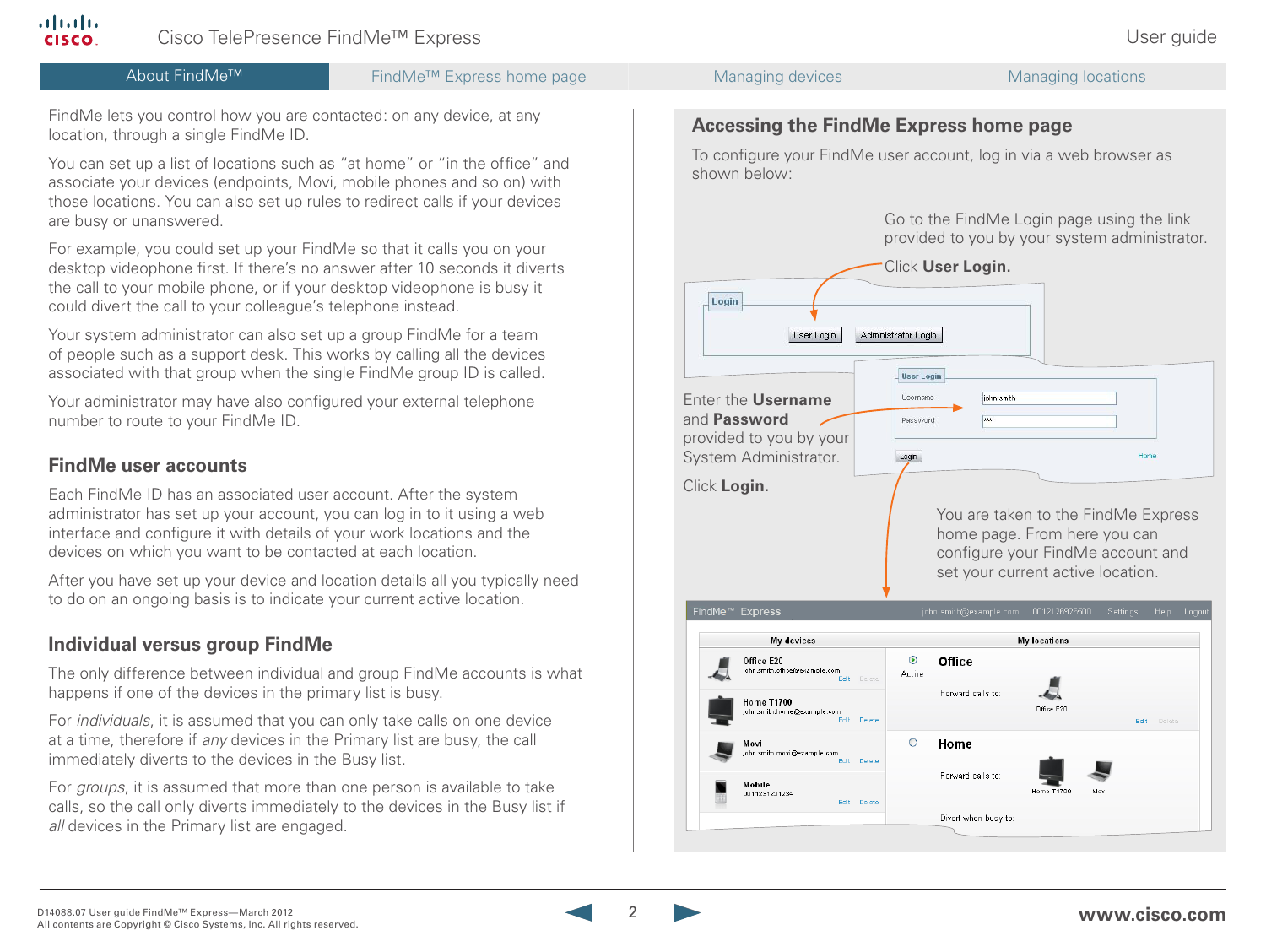FindMe lets you control how you are contacted: on any device, at any location, through a single FindMe ID.

You can set up a list of locations such as "at home" or "in the office" and associate your devices (endpoints, Movi, mobile phones and so on) with those locations. You can also set up rules to redirect calls if your devices are busy or unanswered.

For example, you could set up your FindMe so that it calls you on your desktop videophone first. If there's no answer after 10 seconds it diverts the call to your mobile phone, or if your desktop videophone is busy it could divert the call to your colleague's telephone instead.

Your system administrator can also set up a group FindMe for a team of people such as a support desk. This works by calling all the devices associated with that group when the single FindMe group ID is called.

Your administrator may have also configured your external telephone number to route to your FindMe ID.

## FindMe user accounts

Each FindMe ID has an associated user account. After the system administrator has set up your account, you can log in to it using a web interface and configure it with details of your work locations and the devices on which you want to be contacted at each location.

After you have set up your device and location details all you typically need to do on an ongoing basis is to indicate your current active location.

## Individual versus group FindMe

The only difference between individual and group FindMe accounts is what happens if one of the devices in the primary list is busy.

For *individuals*, it is assumed that you can only take calls on one device at a time, therefore if *any* devices in the Primary list are busy, the call immediately diverts to the devices in the Busy list.

For *groups*, it is assumed that more than one person is available to take calls, so the call only diverts immediately to the devices in the Busy list if *all* devices in the Primary list are engaged.

## Accessing the FindMe Express home page

To configure your FindMe user account, log in via a web browser as shown below:

Go to the FindMe Login page using the link provided to you by your system administrator.

Click **User Login.**

Enter the **Username** and **Password** provided to you by your System Administrator.

Click **Login.**

You are taken to the FindMe Express home page. From here you can configure your FindMe account and set your current active location.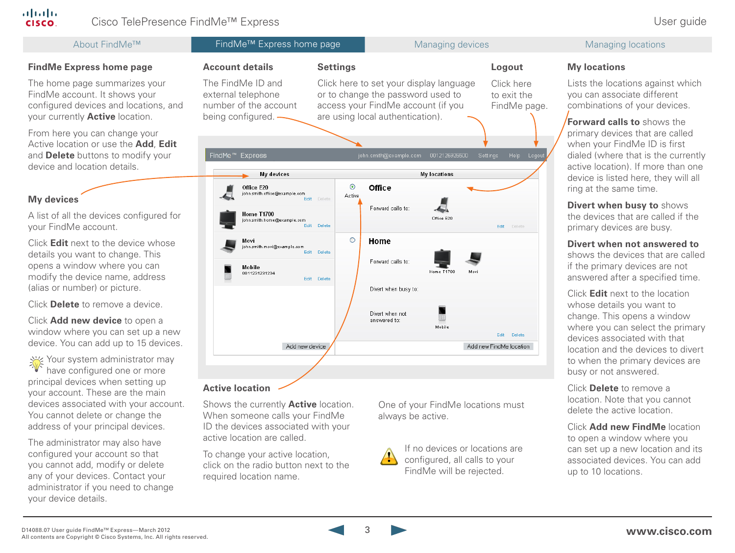## FindMe Express home page

The home page summarizes your FindMe account. It shows your configured devices and locations, and your currently **Active** location.

From here you can change your Active location or use the **Add**, **Edit** and **Delete** buttons to modify your device and location details.

### My devices

A list of all the devices configured for your FindMe account.

Click **Edit** next to the device whose details you want to change. This opens a window where you can modify the device name, address (alias or number) or picture.

Click **Delete** to remove a device.

Click **Add new device** to open a window where you can set up a new device. You can add up to 15 devices.

Your system administrator may have configured one or more principal devices when setting up your account. These are the main devices associated with your account. You cannot delete or change the address of your principal devices.

The administrator may also have configured your account so that you cannot add, modify or delete any of your devices. Contact your administrator if you need to change your device details.

### Account details

The FindMe ID and external telephone number of the account being configured.

### Settings

Click here to set your display language or to change the password used to access your FindMe account (if you are using local authentication).

### Logout

Click here to exit the FindMe page.

### Active location

Shows the currently **Active** location. When someone calls your FindMe ID the devices associated with your active location are called.

To change your active location, click on the radio button next to the required location name.

One of your FindMe locations must always be active.

If no devices or locations are configured, all calls to your FindMe will be rejected.

### My locations

Lists the locations against which you can associate different combinations of your devices.

**Forward calls to** shows the primary devices that are called when your FindMe ID is first dialed (where that is the currently active location). If more than one device is listed here, they will all ring at the same time.

**Divert when busy to** shows the devices that are called if the primary devices are busy.

**Divert when not answered to** shows the devices that are called if the primary devices are not answered after a specified time.

Click **Edit** next to the location whose details you want to change. This opens a window where you can select the primary devices associated with that location and the devices to divert to when the primary devices are busy or not answered.

Click **Delete** to remove a location. Note that you cannot delete the active location.

Click **Add new FindMe** location to open a window where you can set up a new location and its associated devices. You can add up to 10 locations.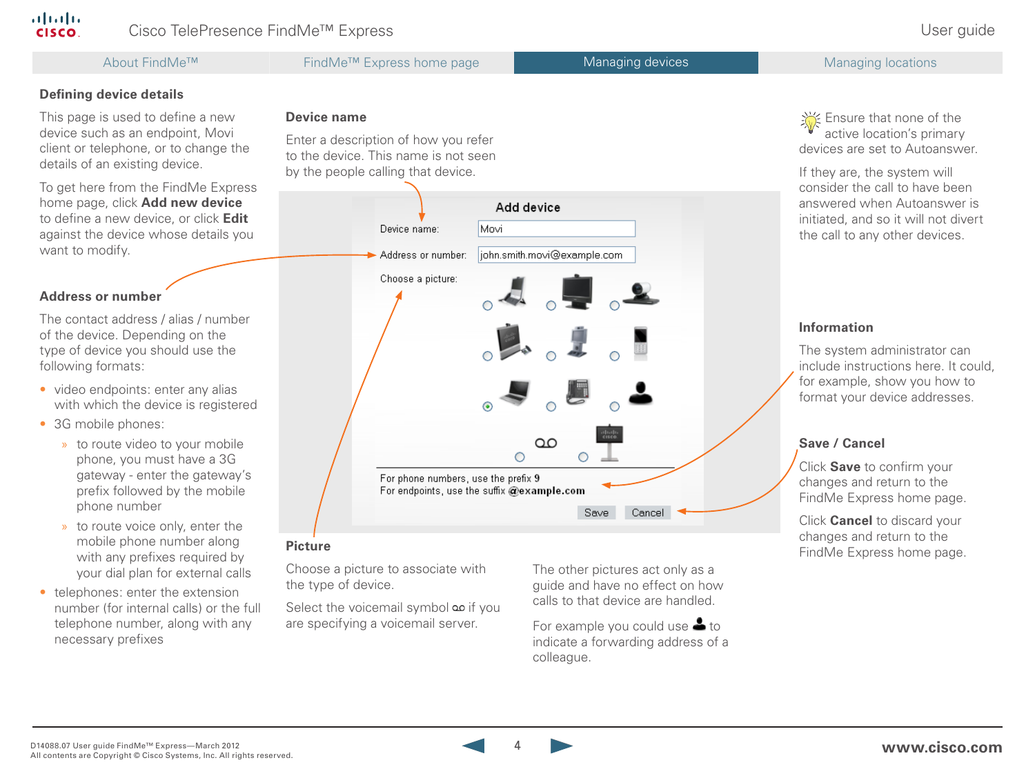## Defining device details

This page is used to define a new device such as an endpoint, Movi client or telephone, or to change the details of an existing device.

To get here from the FindMe Express home page, click **Add new device** to define a new device, or click **Edit** against the device whose details you want to modify.

### Address or number

The contact address / alias / number of the device. Depending on the type of device you should use the following formats:

- video endpoints: enter any alias with which the device is registered
- 3G mobile phones:
  - to route video to your mobile phone, you must have a 3G gateway - enter the gateway's prefix followed by the mobile phone number
  - to route voice only, enter the mobile phone number along with any prefixes required by your dial plan for external calls
- telephones: enter the extension number (for internal calls) or the full telephone number, along with any necessary prefixes

### Device name

Enter a description of how you refer to the device. This name is not seen by the people calling that device.

**Add device**

Device name: Movi

Address or number: john.smith.movi@example.com

Choose a picture:

For phone numbers, use the prefix **9**
For endpoints, use the suffix **@example.com**

Save Cancel

### Picture

Choose a picture to associate with the type of device.

Select the voicemail symbol if you are specifying a voicemail server.

The other pictures act only as a guide and have no effect on how calls to that device are handled.

For example you could use to indicate a forwarding address of a colleague.

Ensure that none of the active location's primary devices are set to Autoanswer.

If they are, the system will consider the call to have been answered when Autoanswer is initiated, and so it will not divert the call to any other devices.

### Information

The system administrator can include instructions here. It could, for example, show you how to format your device addresses.

### Save / Cancel

Click **Save** to confirm your changes and return to the FindMe Express home page.

Click **Cancel** to discard your changes and return to the FindMe Express home page.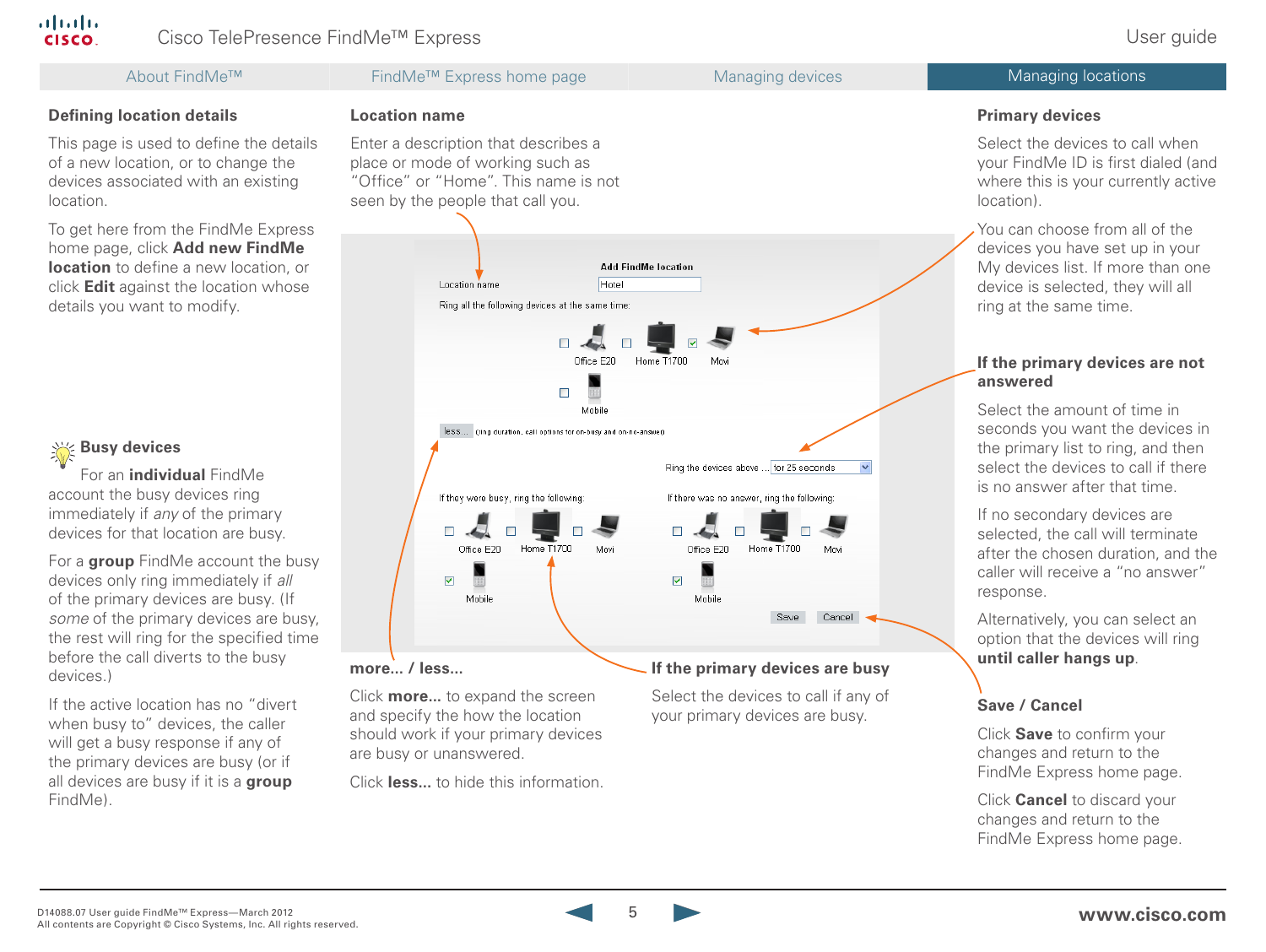## Defining location details

This page is used to define the details of a new location, or to change the devices associated with an existing location.

To get here from the FindMe Express home page, click **Add new FindMe location** to define a new location, or click **Edit** against the location whose details you want to modify.

### Busy devices

For an **individual** FindMe account the busy devices ring immediately if *any* of the primary devices for that location are busy.

For a **group** FindMe account the busy devices only ring immediately if *all* of the primary devices are busy. (If *some* of the primary devices are busy, the rest will ring for the specified time before the call diverts to the busy devices.)

If the active location has no "divert when busy to" devices, the caller will get a busy response if any of the primary devices are busy (or if all devices are busy if it is a **group** FindMe).

### Location name

Enter a description that describes a place or mode of working such as "Office" or "Home". This name is not seen by the people that call you.

### more... / less...

Click **more...** to expand the screen and specify the how the location should work if your primary devices are busy or unanswered.

Click **less...** to hide this information.

### If the primary devices are busy

Select the devices to call if any of your primary devices are busy.

### Primary devices

Select the devices to call when your FindMe ID is first dialed (and where this is your currently active location).

You can choose from all of the devices you have set up in your My devices list. If more than one device is selected, they will all ring at the same time.

### If the primary devices are not answered

Select the amount of time in seconds you want the devices in the primary list to ring, and then select the devices to call if there is no answer after that time.

If no secondary devices are selected, the call will terminate after the chosen duration, and the caller will receive a "no answer" response.

Alternatively, you can select an option that the devices will ring **until caller hangs up**.

### Save / Cancel

Click **Save** to confirm your changes and return to the FindMe Express home page.

Click **Cancel** to discard your changes and return to the FindMe Express home page.

D14088.07 User guide FindMe™ Express—March 2012
All contents are Copyright © Cisco Systems, Inc. All rights reserved.